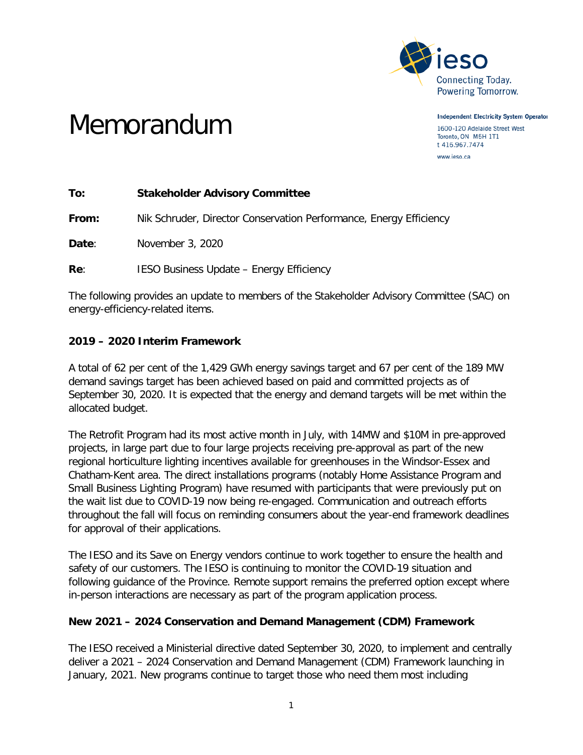Independent Electricity System Operator
1600-120 Adelaide Street West
Toronto, ON M5H 1T1
t 416.967.7474
www.ieso.ca

# Memorandum

**To:** **Stakeholder Advisory Committee**

**From:** Nik Schruder, Director Conservation Performance, Energy Efficiency

**Date**: November 3, 2020

**Re**: IESO Business Update – Energy Efficiency

The following provides an update to members of the Stakeholder Advisory Committee (SAC) on energy-efficiency-related items.

## 2019 – 2020 Interim Framework

A total of 62 per cent of the 1,429 GWh energy savings target and 67 per cent of the 189 MW demand savings target has been achieved based on paid and committed projects as of September 30, 2020. It is expected that the energy and demand targets will be met within the allocated budget.

The Retrofit Program had its most active month in July, with 14MW and $10M in pre-approved projects, in large part due to four large projects receiving pre-approval as part of the new regional horticulture lighting incentives available for greenhouses in the Windsor-Essex and Chatham-Kent area. The direct installations programs (notably Home Assistance Program and Small Business Lighting Program) have resumed with participants that were previously put on the wait list due to COVID-19 now being re-engaged. Communication and outreach efforts throughout the fall will focus on reminding consumers about the year-end framework deadlines for approval of their applications.

The IESO and its Save on Energy vendors continue to work together to ensure the health and safety of our customers. The IESO is continuing to monitor the COVID-19 situation and following guidance of the Province. Remote support remains the preferred option except where in-person interactions are necessary as part of the program application process.

## New 2021 – 2024 Conservation and Demand Management (CDM) Framework

The IESO received a Ministerial directive dated September 30, 2020, to implement and centrally deliver a 2021 – 2024 Conservation and Demand Management (CDM) Framework launching in January, 2021. New programs continue to target those who need them most including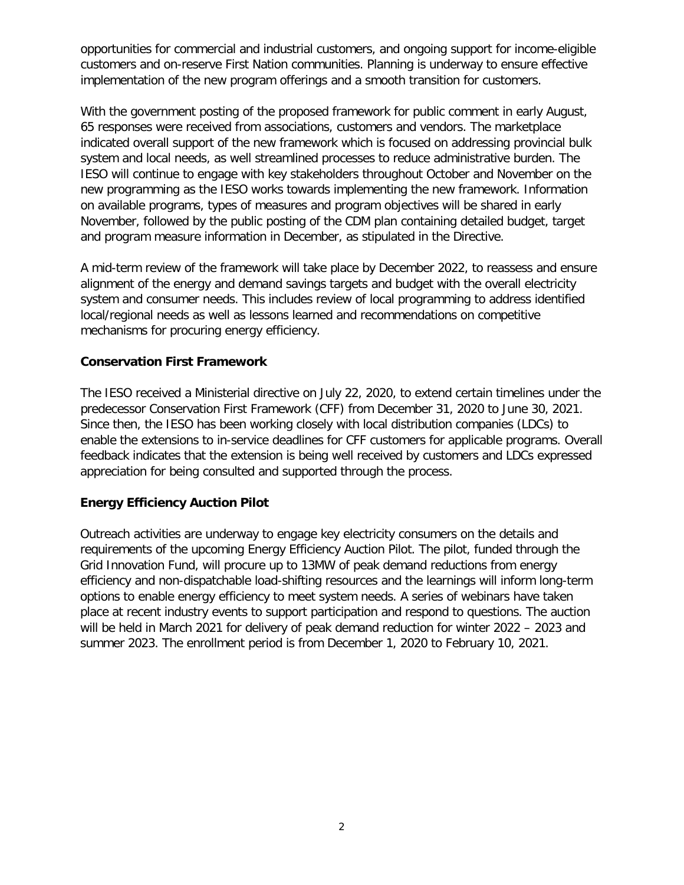opportunities for commercial and industrial customers, and ongoing support for income-eligible customers and on-reserve First Nation communities. Planning is underway to ensure effective implementation of the new program offerings and a smooth transition for customers.

With the government posting of the proposed framework for public comment in early August, 65 responses were received from associations, customers and vendors. The marketplace indicated overall support of the new framework which is focused on addressing provincial bulk system and local needs, as well streamlined processes to reduce administrative burden. The IESO will continue to engage with key stakeholders throughout October and November on the new programming as the IESO works towards implementing the new framework. Information on available programs, types of measures and program objectives will be shared in early November, followed by the public posting of the CDM plan containing detailed budget, target and program measure information in December, as stipulated in the Directive.

A mid-term review of the framework will take place by December 2022, to reassess and ensure alignment of the energy and demand savings targets and budget with the overall electricity system and consumer needs. This includes review of local programming to address identified local/regional needs as well as lessons learned and recommendations on competitive mechanisms for procuring energy efficiency.

**Conservation First Framework**

The IESO received a Ministerial directive on July 22, 2020, to extend certain timelines under the predecessor Conservation First Framework (CFF) from December 31, 2020 to June 30, 2021. Since then, the IESO has been working closely with local distribution companies (LDCs) to enable the extensions to in-service deadlines for CFF customers for applicable programs. Overall feedback indicates that the extension is being well received by customers and LDCs expressed appreciation for being consulted and supported through the process.

**Energy Efficiency Auction Pilot**

Outreach activities are underway to engage key electricity consumers on the details and requirements of the upcoming Energy Efficiency Auction Pilot. The pilot, funded through the Grid Innovation Fund, will procure up to 13MW of peak demand reductions from energy efficiency and non-dispatchable load-shifting resources and the learnings will inform long-term options to enable energy efficiency to meet system needs. A series of webinars have taken place at recent industry events to support participation and respond to questions. The auction will be held in March 2021 for delivery of peak demand reduction for winter 2022 – 2023 and summer 2023. The enrollment period is from December 1, 2020 to February 10, 2021.